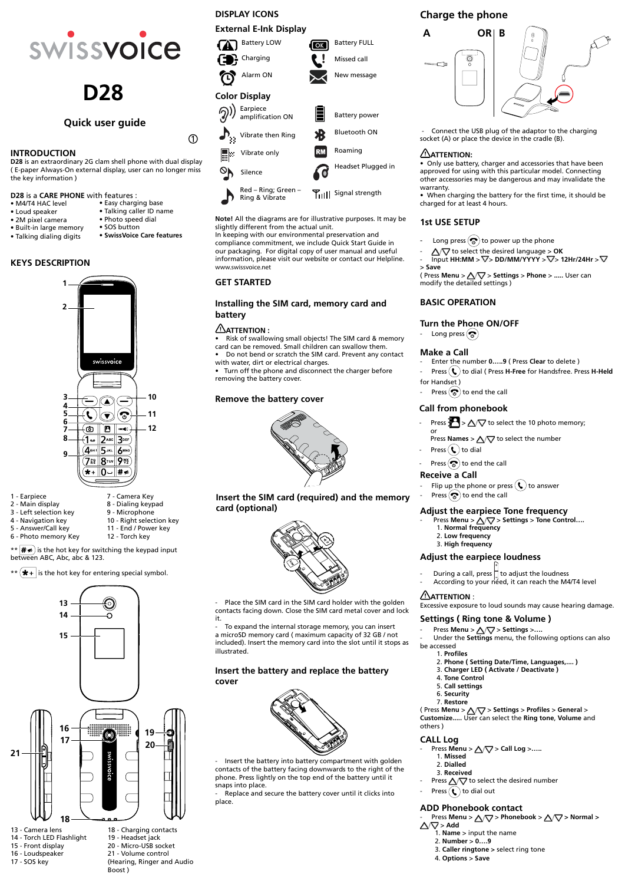# swissvoice

# D28

## Quick user guide

①

## INTRODUCTION

**D28** is an extraordinary 2G clam shell phone with dual display ( E-paper Always-On external display, user can no longer miss the key information )

**D28** is a **CARE PHONE** with features :

- M4/T4 HAC level
- Loud speaker
- 2M pixel camera
- Built-in large memory
- Talking dialing digits
- Easy charging base
- Talking caller ID name
- Photo speed dial
- SOS button
- **SwissVoice Care features**

## KEYS DESCRIPTION

1 - Earpiece
2 - Main display
3 - Left selection key
4 - Navigation key
5 - Answer/Call key
6 - Photo memory Key
7 - Camera Key
8 - Dialing keypad
9 - Microphone
10 - Right selection key
11 - End / Power key
12 - Torch key

** # is the hot key for switching the keypad input between ABC, Abc, abc & 123.

** * is the hot key for entering special symbol.

13 - Camera lens
14 - Torch LED Flashlight
15 - Front display
16 - Loudspeaker
17 - SOS key
18 - Charging contacts
19 - Headset jack
20 - Micro-USB socket
21 - Volume control (Hearing, Ringer and Audio Boost )

## DISPLAY ICONS

### External E-Ink Display

| | |
|---|---|
| Battery LOW | Battery FULL |
| Charging | Missed call |
| Alarm ON | New message |

### Color Display

| | |
|---|---|
| Earpiece amplification ON | Battery power |
| Vibrate then Ring | Bluetooth ON |
| Vibrate only | Roaming |
| Silence | Headset Plugged in |
| Red – Ring; Green – Ring & Vibrate | Signal strength |

**Note!** All the diagrams are for illustrative purposes. It may be slightly different from the actual unit.
In keeping with our environmental preservation and compliance commitment, we include Quick Start Guide in our packaging. For digital copy of user manual and useful information, please visit our website or contact our Helpline.
www.swissvoice.net

## GET STARTED

### Installing the SIM card, memory card and battery

**ATTENTION :**

- Risk of swallowing small objects! The SIM card & memory card can be removed. Small children can swallow them.
- Do not bend or scratch the SIM card. Prevent any contact with water, dirt or electrical charges.
- Turn off the phone and disconnect the charger before removing the battery cover.

### Remove the battery cover

### Insert the SIM card (required) and the memory card (optional)

- Place the SIM card in the SIM card holder with the golden contacts facing down. Close the SIM card metal cover and lock it.
- To expand the internal storage memory, you can insert a microSD memory card ( maximum capacity of 32 GB / not included). Insert the memory card into the slot until it stops as illustrated.

### Insert the battery and replace the battery cover

- Insert the battery into battery compartment with golden contacts of the battery facing downwards to the right of the phone. Press lightly on the top end of the battery until it snaps into place.
- Replace and secure the battery cover until it clicks into place.

## Charge the phone

A OR B

- Connect the USB plug of the adaptor to the charging socket (A) or place the device in the cradle (B).

**ATTENTION:**

- Only use battery, charger and accessories that have been approved for using with this particular model. Connecting other accessories may be dangerous and may invalidate the warranty.
- When charging the battery for the first time, it should be charged for at least 4 hours.

## 1st USE SETUP

- Long press to power up the phone
- △/▽ to select the desired language > **OK**
- Input **HH:MM** > ▽> **DD/MM/YYYY** > ▽> **12Hr/24Hr** > ▽ > **Save**

( Press **Menu** > △/▽ > **Settings** > **Phone** > ..... User can modify the detailed settings )

## BASIC OPERATION

### Turn the Phone ON/OFF

- Long press

### Make a Call

- Enter the number **0.....9** ( Press **Clear** to delete )
- Press to dial ( Press **H-Free** for Handsfree. Press **H-Held** for Handset )
- Press to end the call

### Call from phonebook

- Press > △/▽ to select the 10 photo memory;
  or
  Press **Names** > △/▽ to select the number
- Press to dial
- Press to end the call

### Receive a Call

- Flip up the phone or press to answer
- Press to end the call

### Adjust the earpiece Tone frequency

- Press **Menu** > △/▽ > **Settings** > **Tone Control....**
  1. **Normal frequency**
  2. **Low frequency**
  3. **High frequency**

### Adjust the earpiece loudness

- During a call, press to adjust the loudness
- According to your need, it can reach the M4/T4 level

**ATTENTION** :
Excessive exposure to loud sounds may cause hearing damage.

### Settings ( Ring tone & Volume )

- Press **Menu** > △/▽ > **Settings** >....
- Under the **Settings** menu, the following options can also be accessed
  1. **Profiles**
  2. **Phone ( Setting Date/Time, Languages,.... )**
  3. **Charger LED ( Activate / Deactivate )**
  4. **Tone Control**
  5. **Call settings**
  6. **Security**
  7. **Restore**

( Press **Menu** > △/▽ > **Settings** > **Profiles** > **General** > **Customize.....** User can select the **Ring tone**, **Volume** and others )

### CALL Log

- Press **Menu** > △/▽ > **Call Log** >.....
  1. **Missed**
  2. **Dialled**
  3. **Received**
- Press △/▽ to select the desired number
- Press to dial out

### ADD Phonebook contact

- Press **Menu** > △/▽ > **Phonebook** > △/▽ > **Normal** > △/▽ > **Add**
  1. **Name** > input the name
  2. **Number** > **0....9**
  3. **Caller ringtone** > select ring tone
  4. **Options** > **Save**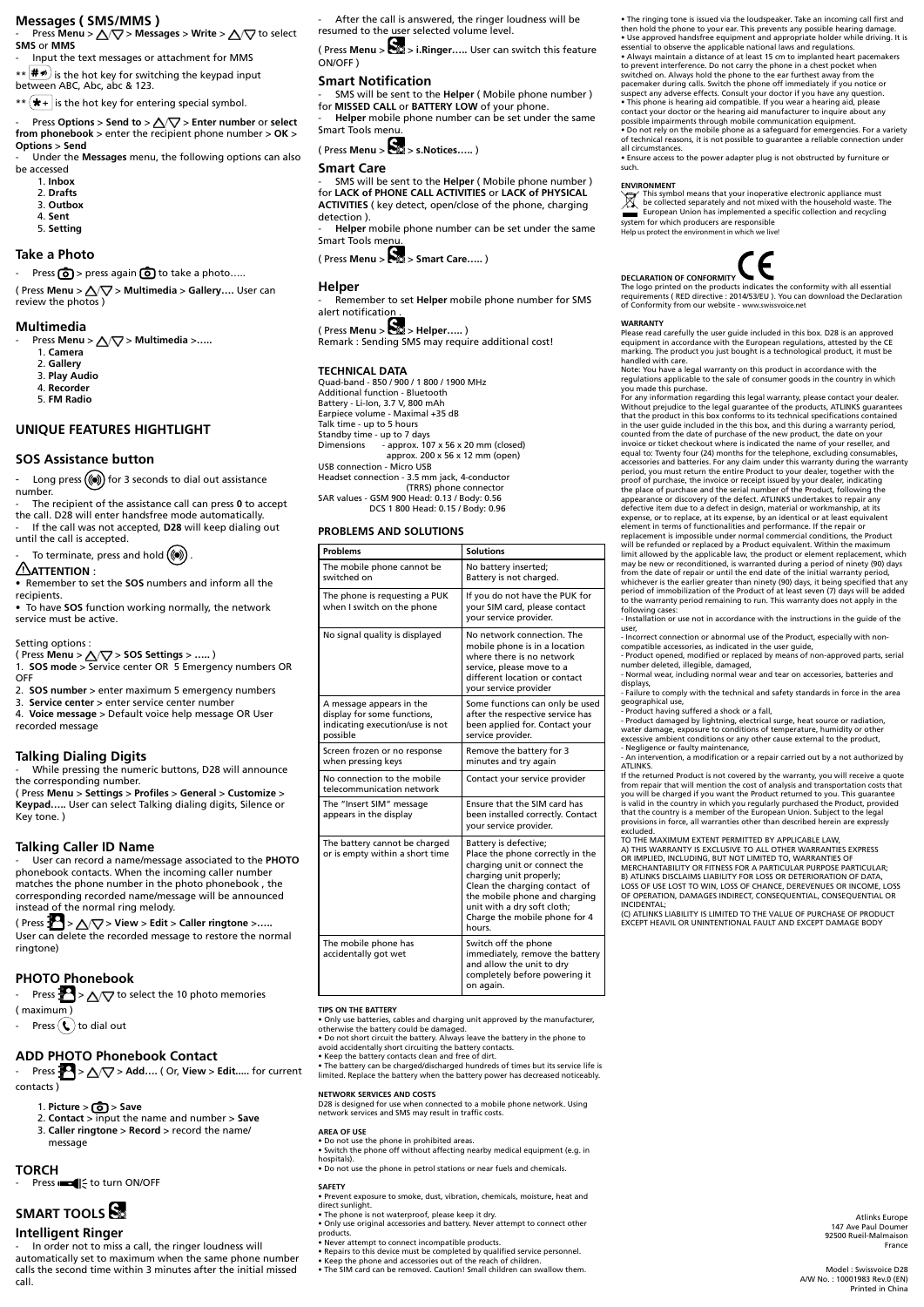## Messages ( SMS/MMS )

- Press **Menu** > △/▽ > **Messages** > **Write** > △/▽ to select **SMS** or **MMS**
- Input the text messages or attachment for MMS

** # is the hot key for switching the keypad input between ABC, Abc, abc & 123.

** * is the hot key for entering special symbol.

- Press **Options** > **Send to** > △/▽ > **Enter number** or **select from phonebook** > enter the recipient phone number > **OK** > **Options** > **Send**
- Under the **Messages** menu, the following options can also be accessed
  1. **Inbox**
  2. **Drafts**
  3. **Outbox**
  4. **Sent**
  5. **Setting**

## Take a Photo

- Press [camera] > press again [camera] to take a photo…..

( Press **Menu** > △/▽ > **Multimedia** > **Gallery….** User can review the photos )

## Multimedia

- Press **Menu** > △/▽ > **Multimedia** >…..
  1. **Camera**
  2. **Gallery**
  3. **Play Audio**
  4. **Recorder**
  5. **FM Radio**

## UNIQUE FEATURES HIGHTLIGHT

## SOS Assistance button

- Long press [SOS] for 3 seconds to dial out assistance number.
- The recipient of the assistance call can press **0** to accept the call. D28 will enter handsfree mode automatically.
- If the call was not accepted, **D28** will keep dialing out until the call is accepted.
- To terminate, press and hold [SOS] .

**ATTENTION** :

• Remember to set the **SOS** numbers and inform all the recipients.

• To have **SOS** function working normally, the network service must be active.

Setting options :

( Press **Menu** > △/▽ > **SOS Settings** > ….. )

1. **SOS mode** > Service center OR 5 Emergency numbers OR OFF
2. **SOS number** > enter maximum 5 emergency numbers
3. **Service center** > enter service center number
4. **Voice message** > Default voice help message OR User recorded message

## Talking Dialing Digits

- While pressing the numeric buttons, D28 will announce the corresponding number.

( Press **Menu** > **Settings** > **Profiles** > **General** > **Customize** > **Keypad…..** User can select Talking dialing digits, Silence or Key tone. )

## Talking Caller ID Name

- User can record a name/message associated to the **PHOTO** phonebook contacts. When the incoming caller number matches the phone number in the photo phonebook , the corresponding recorded name/message will be announced instead of the normal ring melody.

( Press [phonebook] > △/▽ > **View** > **Edit** > **Caller ringtone** >….. User can delete the recorded message to restore the normal ringtone)

## PHOTO Phonebook

- Press [phonebook] > △/▽ to select the 10 photo memories ( maximum )
- Press [call] to dial out

## ADD PHOTO Phonebook Contact

- Press [phonebook] > △/▽ > **Add….** ( Or, **View** > **Edit…..** for current contacts )
  1. **Picture** > [camera] > **Save**
  2. **Contact** > input the name and number > **Save**
  3. **Caller ringtone** > **Record** > record the name/ message

## TORCH

- Press [torch] to turn ON/OFF

## SMART TOOLS

## Intelligent Ringer

- In order not to miss a call, the ringer loudness will automatically set to maximum when the same phone number calls the second time within 3 minutes after the initial missed call.
- After the call is answered, the ringer loudness will be resumed to the user selected volume level.

( Press **Menu** > [tools] > **i.Ringer…..** User can switch this feature ON/OFF )

## Smart Notification

- SMS will be sent to the **Helper** ( Mobile phone number ) for **MISSED CALL** or **BATTERY LOW** of your phone.
- **Helper** mobile phone number can be set under the same Smart Tools menu.

( Press **Menu** > [tools] > **s.Notices…..** )

## Smart Care

- SMS will be sent to the **Helper** ( Mobile phone number ) for **LACK of PHONE CALL ACTIVITIES** or **LACK of PHYSICAL ACTIVITIES** ( key detect, open/close of the phone, charging detection ).
- **Helper** mobile phone number can be set under the same Smart Tools menu.

( Press **Menu** > [tools] > **Smart Care…..** )

## Helper

- Remember to set **Helper** mobile phone number for SMS alert notification .

( Press **Menu** > [tools] > **Helper…..** )
Remark : Sending SMS may require additional cost!

### TECHNICAL DATA

Quad-band - 850 / 900 / 1 800 / 1900 MHz
Additional function - Bluetooth
Battery - Li-Ion, 3.7 V, 800 mAh
Earpiece volume - Maximal +35 dB
Talk time - up to 5 hours
Standby time - up to 7 days
Dimensions - approx. 107 x 56 x 20 mm (closed)
approx. 200 x 56 x 12 mm (open)
USB connection - Micro USB
Headset connection - 3.5 mm jack, 4-conductor (TRRS) phone connector
SAR values - GSM 900 Head: 0.13 / Body: 0.56
DCS 1 800 Head: 0.15 / Body: 0.96

### PROBLEMS AND SOLUTIONS

| Problems | Solutions |
|---|---|
| The mobile phone cannot be switched on | No battery inserted; Battery is not charged. |
| The phone is requesting a PUK when I switch on the phone | If you do not have the PUK for your SIM card, please contact your service provider. |
| No signal quality is displayed | No network connection. The mobile phone is in a location where there is no network service, please move to a different location or contact your service provider |
| A message appears in the display for some functions, indicating execution/use is not possible | Some functions can only be used after the respective service has been applied for. Contact your service provider. |
| Screen frozen or no response when pressing keys | Remove the battery for 3 minutes and try again |
| No connection to the mobile telecommunication network | Contact your service provider |
| The "Insert SIM" message appears in the display | Ensure that the SIM card has been installed correctly. Contact your service provider. |
| The battery cannot be charged or is empty within a short time | Battery is defective; Place the phone correctly in the charging unit or connect the charging unit properly; Clean the charging contact of the mobile phone and charging unit with a dry soft cloth; Charge the mobile phone for 4 hours. |
| The mobile phone has accidentally got wet | Switch off the phone immediately, remove the battery and allow the unit to dry completely before powering it on again. |

### TIPS ON THE BATTERY

• Only use batteries, cables and charging unit approved by the manufacturer, otherwise the battery could be damaged.
• Do not short circuit the battery. Always leave the battery in the phone to avoid accidentally short circuiting the battery contacts.
• Keep the battery contacts clean and free of dirt.
• The battery can be charged/discharged hundreds of times but its service life is limited. Replace the battery when the battery power has decreased noticeably.

### NETWORK SERVICES AND COSTS

D28 is designed for use when connected to a mobile phone network. Using network services and SMS may result in traffic costs.

### AREA OF USE

• Do not use the phone in prohibited areas.
• Switch the phone off without affecting nearby medical equipment (e.g. in hospitals).
• Do not use the phone in petrol stations or near fuels and chemicals.

### SAFETY

• Prevent exposure to smoke, dust, vibration, chemicals, moisture, heat and direct sunlight.
• The phone is not waterproof, please keep it dry.
• Only use original accessories and battery. Never attempt to connect other products.
• Never attempt to connect incompatible products.
• Repairs to this device must be completed by qualified service personnel.
• Keep the phone and accessories out of the reach of children.
• The SIM card can be removed. Caution! Small children can swallow them.
• The ringing tone is issued via the loudspeaker. Take an incoming call first and then hold the phone to your ear. This prevents any possible hearing damage.
• Use approved handsfree equipment and appropriate holder while driving. It is essential to observe the applicable national laws and regulations.
• Always maintain a distance of at least 15 cm to implanted heart pacemakers to prevent interference. Do not carry the phone in a chest pocket when switched on. Always hold the phone to the ear furthest away from the pacemaker during calls. Switch the phone off immediately if you notice or suspect any adverse effects. Consult your doctor if you have any question.
• This phone is hearing aid compatible. If you wear a hearing aid, please contact your doctor or the hearing aid manufacturer to inquire about any possible impairments through mobile communication equipment.
• Do not rely on the mobile phone as a safeguard for emergencies. For a variety of technical reasons, it is not possible to guarantee a reliable connection under all circumstances.
• Ensure access to the power adapter plug is not obstructed by furniture or such.

### ENVIRONMENT

This symbol means that your inoperative electronic appliance must be collected separately and not mixed with the household waste. The European Union has implemented a specific collection and recycling system for which producers are responsible
Help us protect the environment in which we live!

### DECLARATION OF CONFORMITY

The logo printed on the products indicates the conformity with all essential requirements ( RED directive : 2014/53/EU ). You can download the Declaration of Conformity from our website - www.swissvoice.net

### WARRANTY

Please read carefully the user guide included in this box. D28 is an approved equipment in accordance with the European regulations, attested by the CE marking. The product you just bought is a technological product, it must be handled with care.
Note: You have a legal warranty on this product in accordance with the regulations applicable to the sale of consumer goods in the country in which you made this purchase.
For any information regarding this legal warranty, please contact your dealer. Without prejudice to the legal guarantee of the products, ATLINKS guarantees that the product in this box conforms to its technical specifications contained in the user guide included in the this box, and this during a warranty period, counted from the date of purchase of the new product, the date on your invoice or ticket checkout where is indicated the name of your reseller, and equal to: Twenty four (24) months for the telephone, excluding consumables, accessories and batteries. For any claim under this warranty during the warranty period, you must return the entire Product to your dealer, together with the proof of purchase, the invoice or ticket indicating the place of purchase and the serial number of the Product, following the appearance or discovery of the defect. ATLINKS undertakes to repair any defective item due to a defect in design, material or workmanship, at its expense, or to replace, at its expense, by an identical or at least equivalent element in terms of functionalities and performance. If the repair or replacement is impossible under normal commercial conditions, the Product will be refunded or replaced by a Product equivalent. Within the maximum limit allowed by the applicable law, the product or element replacement, which may be new or reconditioned, is warranted during a period of ninety (90) days from the date of repair or until the end date of the initial warranty period, whichever is the earlier greater than ninety (90) days, it being specified that any period of immobilization of the Product of at least seven (7) days will be added to the warranty period remaining to run. This warranty does not apply in the following cases:
- Installation or use not in accordance with the instructions in the guide of the user,
- Incorrect connection or abnormal use of the Product, especially with non-compatible accessories, as indicated in the user guide,
- Product opened, modified or replaced by means of non-approved parts, serial number deleted, illegible, damaged,
- Normal wear, including normal wear and tear on accessories, batteries and displays,
- Failure to comply with the technical and safety standards in force in the area geographical use,
- Product having suffered a shock or a fall,
- Product damaged by lightning, electrical surge, heat source or radiation, water damage, exposure to conditions of temperature, humidity or other excessive ambient conditions or any other cause external to the product,
- Negligence or faulty maintenance,
- An intervention, a modification or a repair carried out by a not authorized by ATLINKS.
If the returned Product is not covered by the warranty, you will receive a quote from repair that will mention the cost of analysis and transportation costs that you will be charged if you want the Product returned to you. This guarantee is valid in the country in which you regularly purchased the Product, provided that the country is a member of the European Union. Subject to the legal provisions in force, all warranties other than described herein are expressly excluded.
TO THE MAXIMUM EXTENT PERMITTED BY APPLICABLE LAW,
A) THIS WARRANTY IS EXCLUSIVE TO ALL OTHER WARRANTIES EXPRESS OR IMPLIED, INCLUDING, BUT NOT LIMITED TO, WARRANTIES OF MERCHANTABILITY OR FITNESS FOR A PARTICULAR PURPOSE PARTICULAR;
B) ATLINKS DISCLAIMS LIABILITY FOR LOSS OR DETERIORATION OF DATA, LOSS OF USE LOST TO WIN, LOSS OF CHANCE, DEREVENUES OR INCOME, LOSS OF OPERATION, DAMAGES INDIRECT, CONSEQUENTIAL, CONSEQUENTIAL OR INCIDENTAL;
(C) ATLINKS LIABILITY IS LIMITED TO THE VALUE OF PURCHASE OF PRODUCT EXCEPT HEAVIL OR UNINTENTIONAL FAULT AND EXCEPT DAMAGE BODY

Atlinks Europe
147 Ave Paul Doumer
92500 Rueil-Malmaison
France

Model : Swissvoice D28
A/W No. : 10001983 Rev.0 (EN)
Printed in China